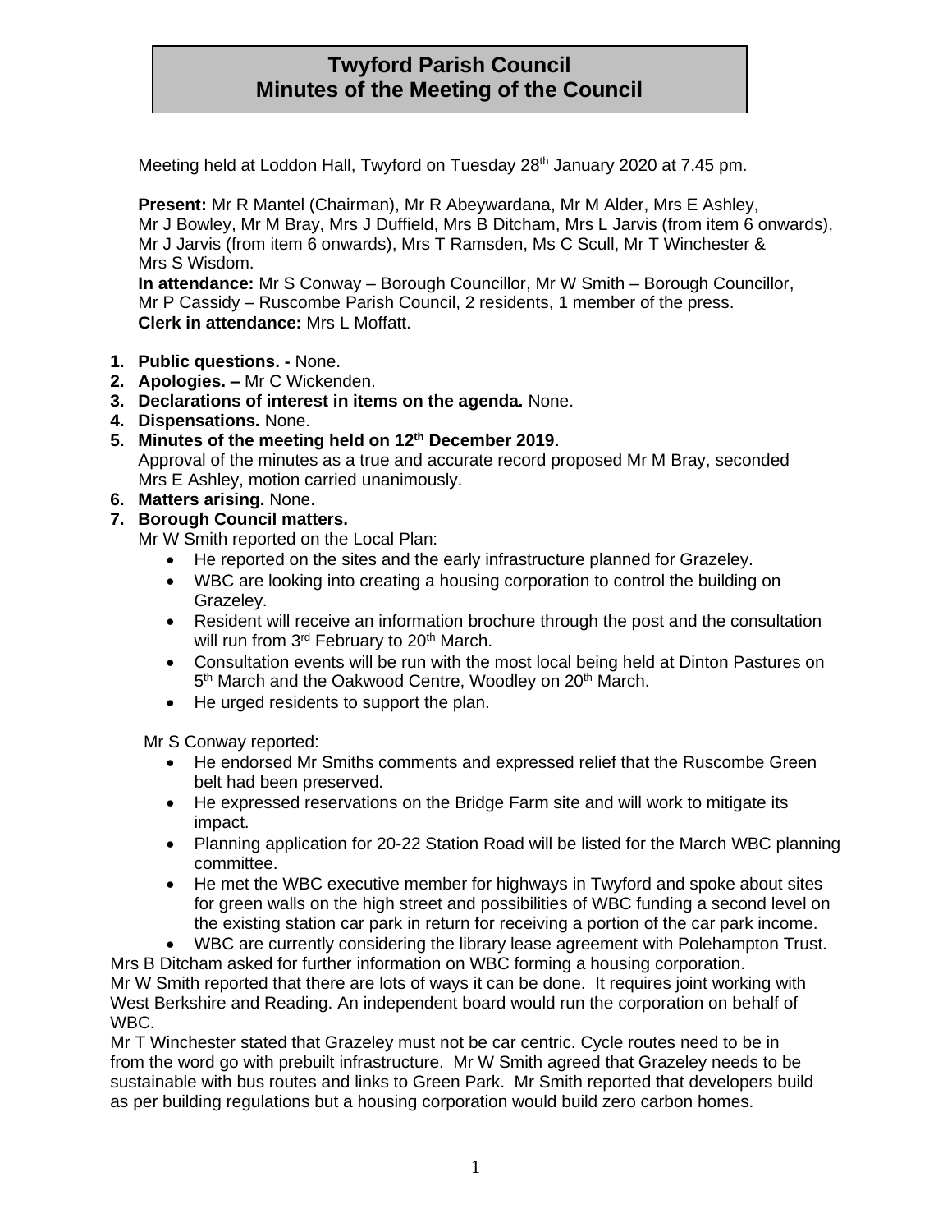# Twyford Parish Council
# Minutes of the Meeting of the Council

Meeting held at Loddon Hall, Twyford on Tuesday 28th January 2020 at 7.45 pm.

**Present:** Mr R Mantel (Chairman), Mr R Abeywardana, Mr M Alder, Mrs E Ashley, Mr J Bowley, Mr M Bray, Mrs J Duffield, Mrs B Ditcham, Mrs L Jarvis (from item 6 onwards), Mr J Jarvis (from item 6 onwards), Mrs T Ramsden, Ms C Scull, Mr T Winchester & Mrs S Wisdom.
**In attendance:** Mr S Conway – Borough Councillor, Mr W Smith – Borough Councillor, Mr P Cassidy – Ruscombe Parish Council, 2 residents, 1 member of the press.
**Clerk in attendance:** Mrs L Moffatt.

1. **Public questions. -** None.
2. **Apologies. –** Mr C Wickenden.
3. **Declarations of interest in items on the agenda.** None.
4. **Dispensations.** None.
5. **Minutes of the meeting held on 12th December 2019.**
   Approval of the minutes as a true and accurate record proposed Mr M Bray, seconded Mrs E Ashley, motion carried unanimously.
6. **Matters arising.** None.
7. **Borough Council matters.**
   Mr W Smith reported on the Local Plan:
   - He reported on the sites and the early infrastructure planned for Grazeley.
   - WBC are looking into creating a housing corporation to control the building on Grazeley.
   - Resident will receive an information brochure through the post and the consultation will run from 3rd February to 20th March.
   - Consultation events will be run with the most local being held at Dinton Pastures on 5th March and the Oakwood Centre, Woodley on 20th March.
   - He urged residents to support the plan.

   Mr S Conway reported:
   - He endorsed Mr Smiths comments and expressed relief that the Ruscombe Green belt had been preserved.
   - He expressed reservations on the Bridge Farm site and will work to mitigate its impact.
   - Planning application for 20-22 Station Road will be listed for the March WBC planning committee.
   - He met the WBC executive member for highways in Twyford and spoke about sites for green walls on the high street and possibilities of WBC funding a second level on the existing station car park in return for receiving a portion of the car park income.
   - WBC are currently considering the library lease agreement with Polehampton Trust.

Mrs B Ditcham asked for further information on WBC forming a housing corporation.
Mr W Smith reported that there are lots of ways it can be done. It requires joint working with West Berkshire and Reading. An independent board would run the corporation on behalf of WBC.
Mr T Winchester stated that Grazeley must not be car centric. Cycle routes need to be in from the word go with prebuilt infrastructure. Mr W Smith agreed that Grazeley needs to be sustainable with bus routes and links to Green Park. Mr Smith reported that developers build as per building regulations but a housing corporation would build zero carbon homes.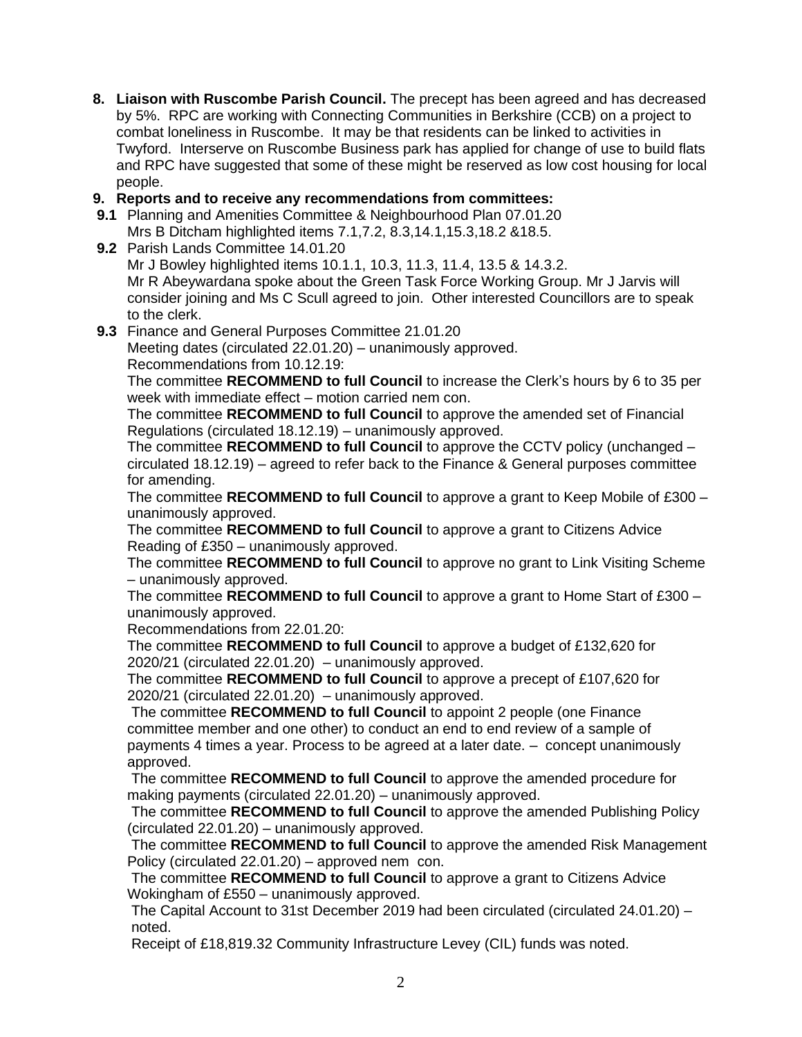**8. Liaison with Ruscombe Parish Council.** The precept has been agreed and has decreased by 5%. RPC are working with Connecting Communities in Berkshire (CCB) on a project to combat loneliness in Ruscombe. It may be that residents can be linked to activities in Twyford. Interserve on Ruscombe Business park has applied for change of use to build flats and RPC have suggested that some of these might be reserved as low cost housing for local people.

**9. Reports and to receive any recommendations from committees:**

**9.1** Planning and Amenities Committee & Neighbourhood Plan 07.01.20
Mrs B Ditcham highlighted items 7.1,7.2, 8.3,14.1,15.3,18.2 &18.5.

**9.2** Parish Lands Committee 14.01.20
Mr J Bowley highlighted items 10.1.1, 10.3, 11.3, 11.4, 13.5 & 14.3.2.
Mr R Abeywardana spoke about the Green Task Force Working Group. Mr J Jarvis will consider joining and Ms C Scull agreed to join. Other interested Councillors are to speak to the clerk.

**9.3** Finance and General Purposes Committee 21.01.20
Meeting dates (circulated 22.01.20) – unanimously approved.
Recommendations from 10.12.19:
The committee **RECOMMEND to full Council** to increase the Clerk's hours by 6 to 35 per week with immediate effect – motion carried nem con.
The committee **RECOMMEND to full Council** to approve the amended set of Financial Regulations (circulated 18.12.19) – unanimously approved.
The committee **RECOMMEND to full Council** to approve the CCTV policy (unchanged – circulated 18.12.19) – agreed to refer back to the Finance & General purposes committee for amending.
The committee **RECOMMEND to full Council** to approve a grant to Keep Mobile of £300 – unanimously approved.
The committee **RECOMMEND to full Council** to approve a grant to Citizens Advice Reading of £350 – unanimously approved.
The committee **RECOMMEND to full Council** to approve no grant to Link Visiting Scheme – unanimously approved.
The committee **RECOMMEND to full Council** to approve a grant to Home Start of £300 – unanimously approved.
Recommendations from 22.01.20:
The committee **RECOMMEND to full Council** to approve a budget of £132,620 for 2020/21 (circulated 22.01.20) – unanimously approved.
The committee **RECOMMEND to full Council** to approve a precept of £107,620 for 2020/21 (circulated 22.01.20) – unanimously approved.
The committee **RECOMMEND to full Council** to appoint 2 people (one Finance committee member and one other) to conduct an end to end review of a sample of payments 4 times a year. Process to be agreed at a later date. – concept unanimously approved.
The committee **RECOMMEND to full Council** to approve the amended procedure for making payments (circulated 22.01.20) – unanimously approved.
The committee **RECOMMEND to full Council** to approve the amended Publishing Policy (circulated 22.01.20) – unanimously approved.
The committee **RECOMMEND to full Council** to approve the amended Risk Management Policy (circulated 22.01.20) – approved nem con.
The committee **RECOMMEND to full Council** to approve a grant to Citizens Advice Wokingham of £550 – unanimously approved.
The Capital Account to 31st December 2019 had been circulated (circulated 24.01.20) – noted.
Receipt of £18,819.32 Community Infrastructure Levey (CIL) funds was noted.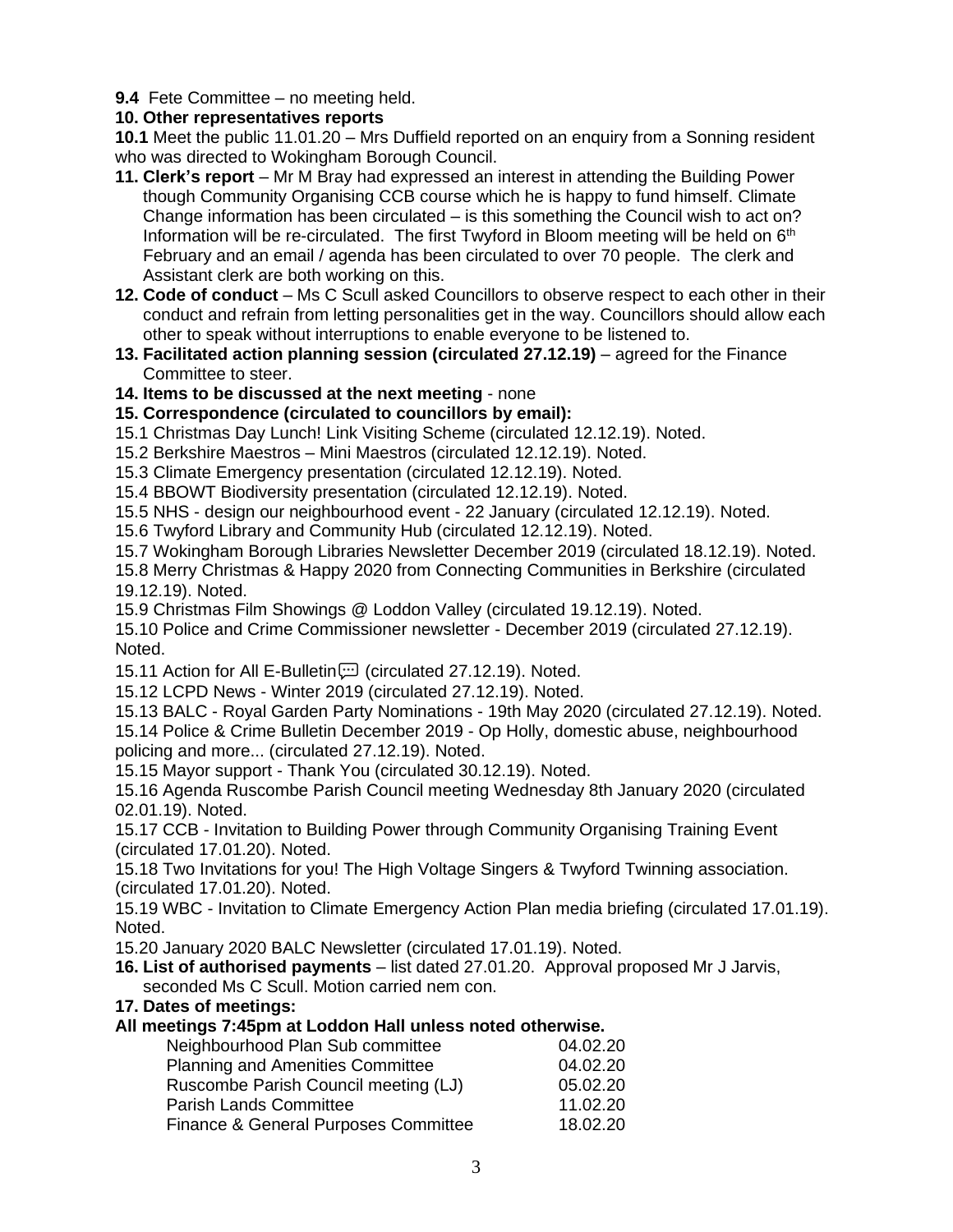**9.4** Fete Committee – no meeting held.

**10. Other representatives reports**

**10.1** Meet the public 11.01.20 – Mrs Duffield reported on an enquiry from a Sonning resident who was directed to Wokingham Borough Council.

**11. Clerk's report** – Mr M Bray had expressed an interest in attending the Building Power though Community Organising CCB course which he is happy to fund himself. Climate Change information has been circulated – is this something the Council wish to act on? Information will be re-circulated. The first Twyford in Bloom meeting will be held on 6th February and an email / agenda has been circulated to over 70 people. The clerk and Assistant clerk are both working on this.

**12. Code of conduct** – Ms C Scull asked Councillors to observe respect to each other in their conduct and refrain from letting personalities get in the way. Councillors should allow each other to speak without interruptions to enable everyone to be listened to.

**13. Facilitated action planning session (circulated 27.12.19)** – agreed for the Finance Committee to steer.

**14. Items to be discussed at the next meeting** - none

**15. Correspondence (circulated to councillors by email):**

15.1 Christmas Day Lunch! Link Visiting Scheme (circulated 12.12.19). Noted.
15.2 Berkshire Maestros – Mini Maestros (circulated 12.12.19). Noted.
15.3 Climate Emergency presentation (circulated 12.12.19). Noted.
15.4 BBOWT Biodiversity presentation (circulated 12.12.19). Noted.
15.5 NHS - design our neighbourhood event - 22 January (circulated 12.12.19). Noted.
15.6 Twyford Library and Community Hub (circulated 12.12.19). Noted.
15.7 Wokingham Borough Libraries Newsletter December 2019 (circulated 18.12.19). Noted.
15.8 Merry Christmas & Happy 2020 from Connecting Communities in Berkshire (circulated 19.12.19). Noted.
15.9 Christmas Film Showings @ Loddon Valley (circulated 19.12.19). Noted.
15.10 Police and Crime Commissioner newsletter - December 2019 (circulated 27.12.19). Noted.
15.11 Action for All E-Bulletin (circulated 27.12.19). Noted.
15.12 LCPD News - Winter 2019 (circulated 27.12.19). Noted.
15.13 BALC - Royal Garden Party Nominations - 19th May 2020 (circulated 27.12.19). Noted.
15.14 Police & Crime Bulletin December 2019 - Op Holly, domestic abuse, neighbourhood policing and more... (circulated 27.12.19). Noted.
15.15 Mayor support - Thank You (circulated 30.12.19). Noted.
15.16 Agenda Ruscombe Parish Council meeting Wednesday 8th January 2020 (circulated 02.01.19). Noted.
15.17 CCB - Invitation to Building Power through Community Organising Training Event (circulated 17.01.20). Noted.
15.18 Two Invitations for you! The High Voltage Singers & Twyford Twinning association. (circulated 17.01.20). Noted.
15.19 WBC - Invitation to Climate Emergency Action Plan media briefing (circulated 17.01.19). Noted.
15.20 January 2020 BALC Newsletter (circulated 17.01.19). Noted.

**16. List of authorised payments** – list dated 27.01.20. Approval proposed Mr J Jarvis, seconded Ms C Scull. Motion carried nem con.

**17. Dates of meetings:**

**All meetings 7:45pm at Loddon Hall unless noted otherwise.**

| | |
|---|---|
| Neighbourhood Plan Sub committee | 04.02.20 |
| Planning and Amenities Committee | 04.02.20 |
| Ruscombe Parish Council meeting (LJ) | 05.02.20 |
| Parish Lands Committee | 11.02.20 |
| Finance & General Purposes Committee | 18.02.20 |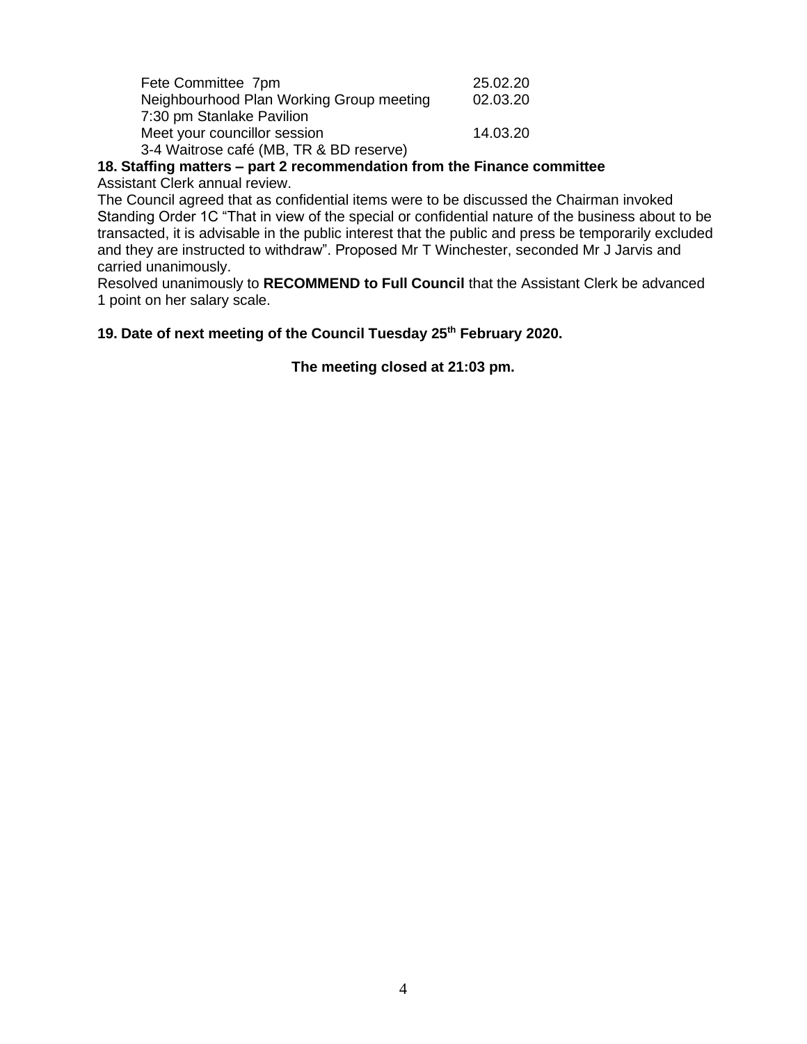| | |
|---|---|
| Fete Committee 7pm | 25.02.20 |
| Neighbourhood Plan Working Group meeting 7:30 pm Stanlake Pavilion | 02.03.20 |
| Meet your councillor session 3-4 Waitrose café (MB, TR & BD reserve) | 14.03.20 |

**18. Staffing matters – part 2 recommendation from the Finance committee**

Assistant Clerk annual review.

The Council agreed that as confidential items were to be discussed the Chairman invoked Standing Order 1C "That in view of the special or confidential nature of the business about to be transacted, it is advisable in the public interest that the public and press be temporarily excluded and they are instructed to withdraw". Proposed Mr T Winchester, seconded Mr J Jarvis and carried unanimously.

Resolved unanimously to **RECOMMEND to Full Council** that the Assistant Clerk be advanced 1 point on her salary scale.

**19. Date of next meeting of the Council Tuesday 25th February 2020.**

**The meeting closed at 21:03 pm.**